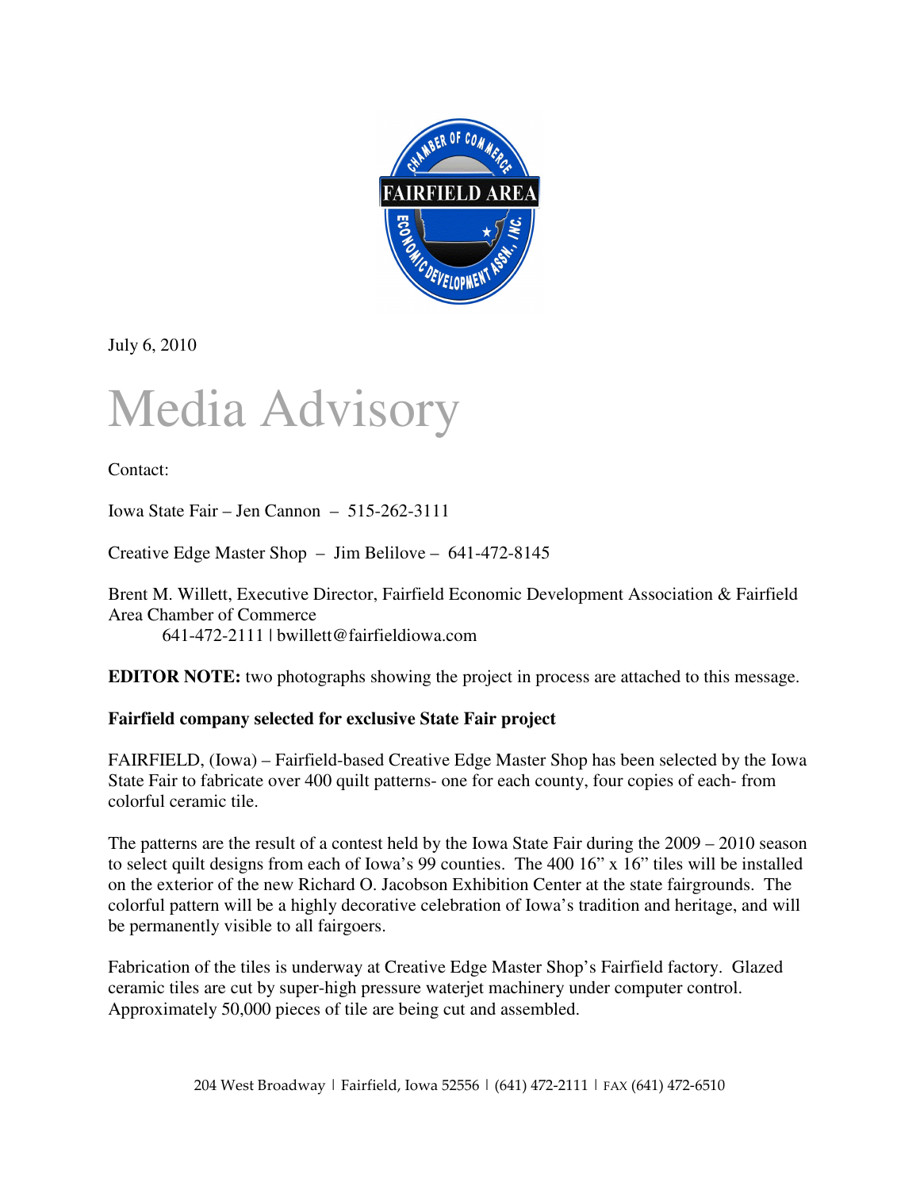July 6, 2010

# Media Advisory

Contact:

Iowa State Fair – Jen Cannon – 515-262-3111

Creative Edge Master Shop – Jim Belilove – 641-472-8145

Brent M. Willett, Executive Director, Fairfield Economic Development Association & Fairfield Area Chamber of Commerce
641-472-2111 | bwillett@fairfieldiowa.com

**EDITOR NOTE:** two photographs showing the project in process are attached to this message.

**Fairfield company selected for exclusive State Fair project**

FAIRFIELD, (Iowa) – Fairfield-based Creative Edge Master Shop has been selected by the Iowa State Fair to fabricate over 400 quilt patterns- one for each county, four copies of each- from colorful ceramic tile.

The patterns are the result of a contest held by the Iowa State Fair during the 2009 – 2010 season to select quilt designs from each of Iowa's 99 counties. The 400 16" x 16" tiles will be installed on the exterior of the new Richard O. Jacobson Exhibition Center at the state fairgrounds. The colorful pattern will be a highly decorative celebration of Iowa's tradition and heritage, and will be permanently visible to all fairgoers.

Fabrication of the tiles is underway at Creative Edge Master Shop's Fairfield factory. Glazed ceramic tiles are cut by super-high pressure waterjet machinery under computer control. Approximately 50,000 pieces of tile are being cut and assembled.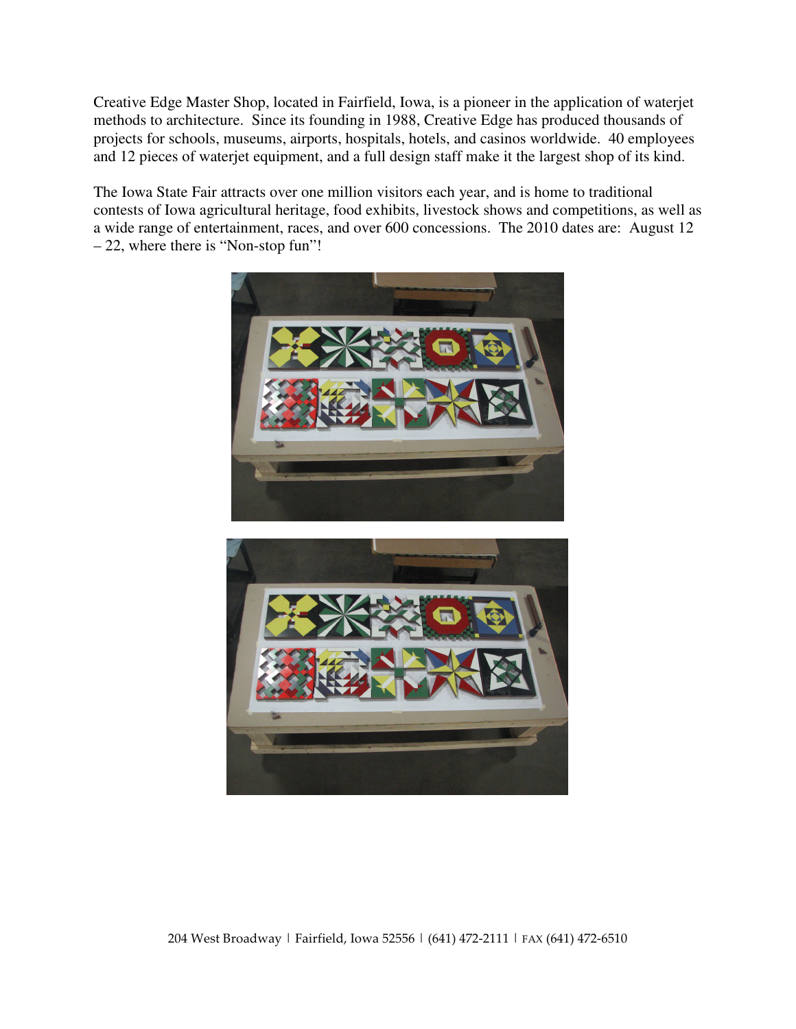Creative Edge Master Shop, located in Fairfield, Iowa, is a pioneer in the application of waterjet methods to architecture. Since its founding in 1988, Creative Edge has produced thousands of projects for schools, museums, airports, hospitals, hotels, and casinos worldwide. 40 employees and 12 pieces of waterjet equipment, and a full design staff make it the largest shop of its kind.

The Iowa State Fair attracts over one million visitors each year, and is home to traditional contests of Iowa agricultural heritage, food exhibits, livestock shows and competitions, as well as a wide range of entertainment, races, and over 600 concessions. The 2010 dates are: August 12 – 22, where there is "Non-stop fun"!

204 West Broadway | Fairfield, Iowa 52556 | (641) 472-2111 | FAX (641) 472-6510